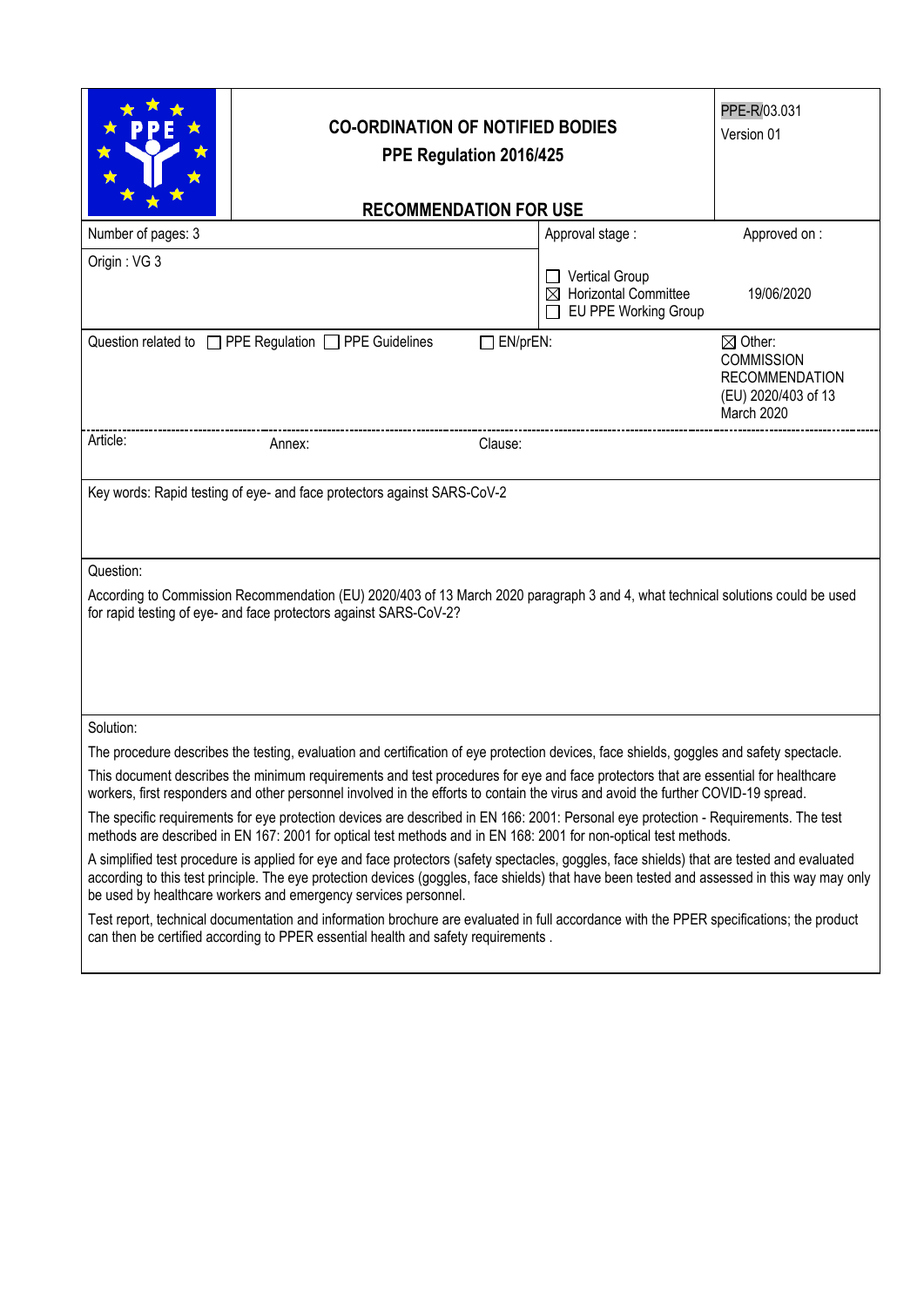| | **CO-ORDINATION OF NOTIFIED BODIES**<br>**PPE Regulation 2016/425**<br><br>**RECOMMENDATION FOR USE** | PPE-R/03.031<br>Version 01 |
|---|---|---|

| Number of pages: 3 | Approval stage : | Approved on : |
|---|---|---|
| Origin : VG 3 | ☐ Vertical Group<br>☒ Horizontal Committee<br>☐ EU PPE Working Group | 19/06/2020 |

Question related to ☐ PPE Regulation ☐ PPE Guidelines ☐ EN/prEN: ☒ Other: COMMISSION RECOMMENDATION (EU) 2020/403 of 13 March 2020

Article: Annex: Clause:

Key words: Rapid testing of eye- and face protectors against SARS-CoV-2

Question:

According to Commission Recommendation (EU) 2020/403 of 13 March 2020 paragraph 3 and 4, what technical solutions could be used for rapid testing of eye- and face protectors against SARS-CoV-2?

Solution:

The procedure describes the testing, evaluation and certification of eye protection devices, face shields, goggles and safety spectacle.

This document describes the minimum requirements and test procedures for eye and face protectors that are essential for healthcare workers, first responders and other personnel involved in the efforts to contain the virus and avoid the further COVID-19 spread.

The specific requirements for eye protection devices are described in EN 166: 2001: Personal eye protection - Requirements. The test methods are described in EN 167: 2001 for optical test methods and in EN 168: 2001 for non-optical test methods.

A simplified test procedure is applied for eye and face protectors (safety spectacles, goggles, face shields) that are tested and evaluated according to this test principle. The eye protection devices (goggles, face shields) that have been tested and assessed in this way may only be used by healthcare workers and emergency services personnel.

Test report, technical documentation and information brochure are evaluated in full accordance with the PPER specifications; the product can then be certified according to PPER essential health and safety requirements .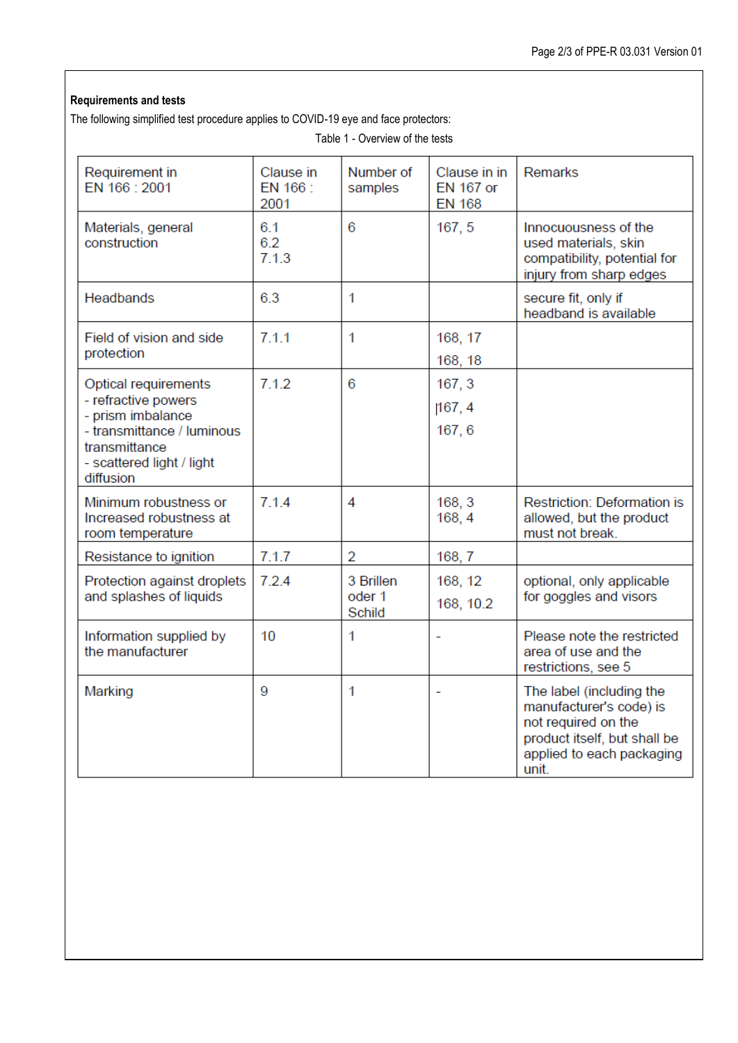**Requirements and tests**

The following simplified test procedure applies to COVID-19 eye and face protectors:

Table 1 - Overview of the tests

| Requirement in EN 166 : 2001 | Clause in EN 166 : 2001 | Number of samples | Clause in in EN 167 or EN 168 | Remarks |
|---|---|---|---|---|
| Materials, general construction | 6.1<br>6.2<br>7.1.3 | 6 | 167, 5 | Innocuousness of the used materials, skin compatibility, potential for injury from sharp edges |
| Headbands | 6.3 | 1 | | secure fit, only if headband is available |
| Field of vision and side protection | 7.1.1 | 1 | 168, 17<br>168, 18 | |
| Optical requirements<br>- refractive powers<br>- prism imbalance<br>- transmittance / luminous transmittance<br>- scattered light / light diffusion | 7.1.2 | 6 | 167, 3<br>167, 4<br>167, 6 | |
| Minimum robustness or Increased robustness at room temperature | 7.1.4 | 4 | 168, 3<br>168, 4 | Restriction: Deformation is allowed, but the product must not break. |
| Resistance to ignition | 7.1.7 | 2 | 168, 7 | |
| Protection against droplets and splashes of liquids | 7.2.4 | 3 Brillen oder 1 Schild | 168, 12<br>168, 10.2 | optional, only applicable for goggles and visors |
| Information supplied by the manufacturer | 10 | 1 | - | Please note the restricted area of use and the restrictions, see 5 |
| Marking | 9 | 1 | - | The label (including the manufacturer's code) is not required on the product itself, but shall be applied to each packaging unit. |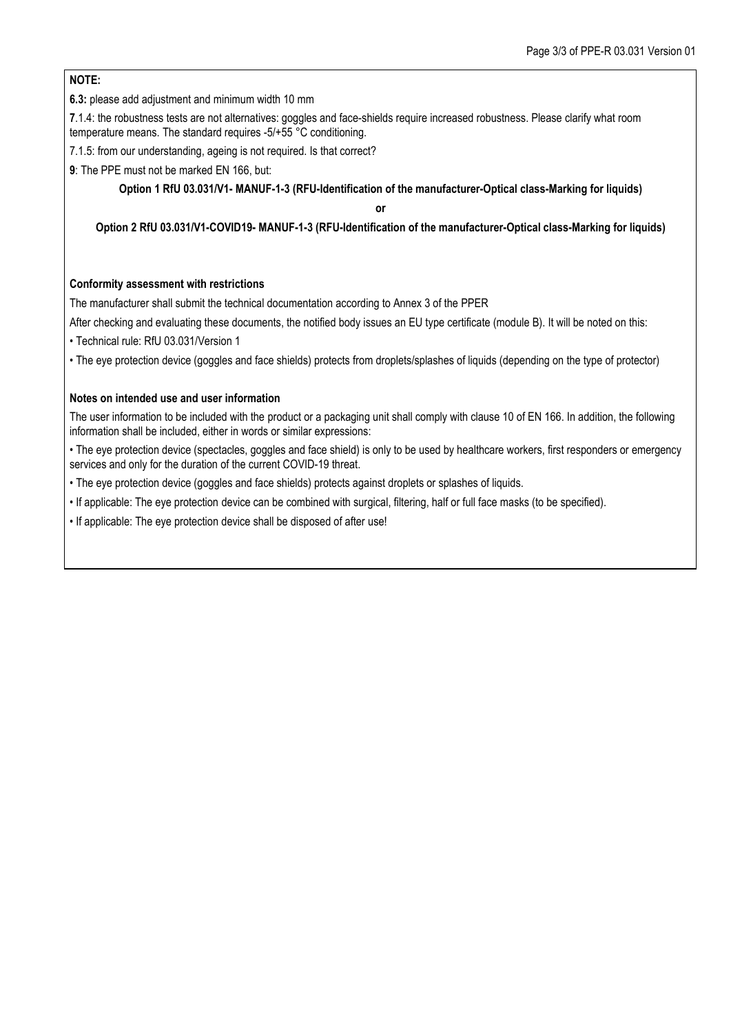**NOTE:**

**6.3:** please add adjustment and minimum width 10 mm

**7**.1.4: the robustness tests are not alternatives: goggles and face-shields require increased robustness. Please clarify what room temperature means. The standard requires -5/+55 °C conditioning.

7.1.5: from our understanding, ageing is not required. Is that correct?

**9**: The PPE must not be marked EN 166, but:

**Option 1 RfU 03.031/V1- MANUF-1-3 (RFU-Identification of the manufacturer-Optical class-Marking for liquids)**

**or**

**Option 2 RfU 03.031/V1-COVID19- MANUF-1-3 (RFU-Identification of the manufacturer-Optical class-Marking for liquids)**

**Conformity assessment with restrictions**

The manufacturer shall submit the technical documentation according to Annex 3 of the PPER

After checking and evaluating these documents, the notified body issues an EU type certificate (module B). It will be noted on this:

- Technical rule: RfU 03.031/Version 1
- The eye protection device (goggles and face shields) protects from droplets/splashes of liquids (depending on the type of protector)

**Notes on intended use and user information**

The user information to be included with the product or a packaging unit shall comply with clause 10 of EN 166. In addition, the following information shall be included, either in words or similar expressions:

- The eye protection device (spectacles, goggles and face shield) is only to be used by healthcare workers, first responders or emergency services and only for the duration of the current COVID-19 threat.
- The eye protection device (goggles and face shields) protects against droplets or splashes of liquids.
- If applicable: The eye protection device can be combined with surgical, filtering, half or full face masks (to be specified).
- If applicable: The eye protection device shall be disposed of after use!